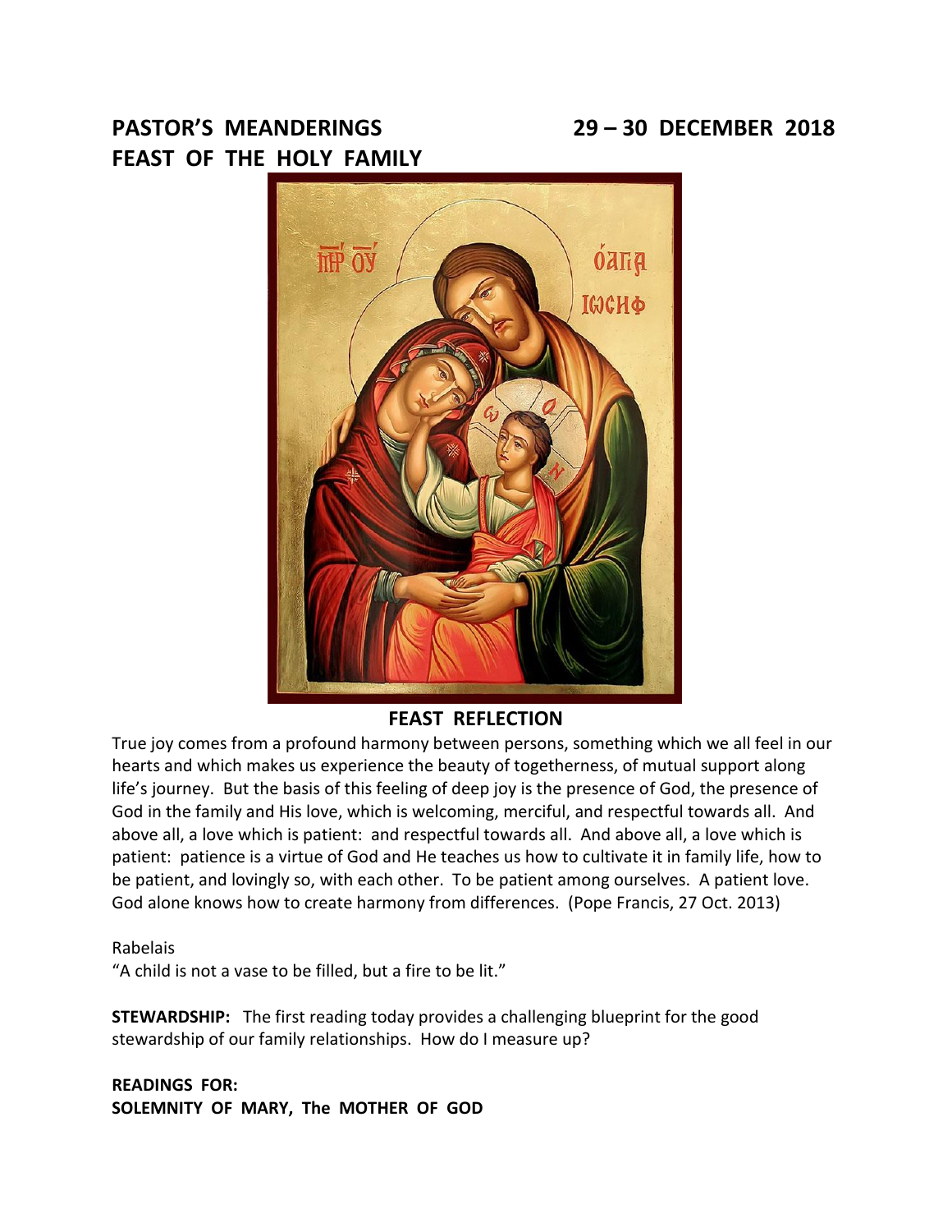# PASTOR'S MEANDERINGS 29 – 30 DECEMBER 2018

## FEAST OF THE HOLY FAMILY

### FEAST REFLECTION

True joy comes from a profound harmony between persons, something which we all feel in our hearts and which makes us experience the beauty of togetherness, of mutual support along life's journey. But the basis of this feeling of deep joy is the presence of God, the presence of God in the family and His love, which is welcoming, merciful, and respectful towards all. And above all, a love which is patient: and respectful towards all. And above all, a love which is patient: patience is a virtue of God and He teaches us how to cultivate it in family life, how to be patient, and lovingly so, with each other. To be patient among ourselves. A patient love. God alone knows how to create harmony from differences. (Pope Francis, 27 Oct. 2013)

Rabelais
"A child is not a vase to be filled, but a fire to be lit."

**STEWARDSHIP:** The first reading today provides a challenging blueprint for the good stewardship of our family relationships. How do I measure up?

**READINGS FOR:**
**SOLEMNITY OF MARY, The MOTHER OF GOD**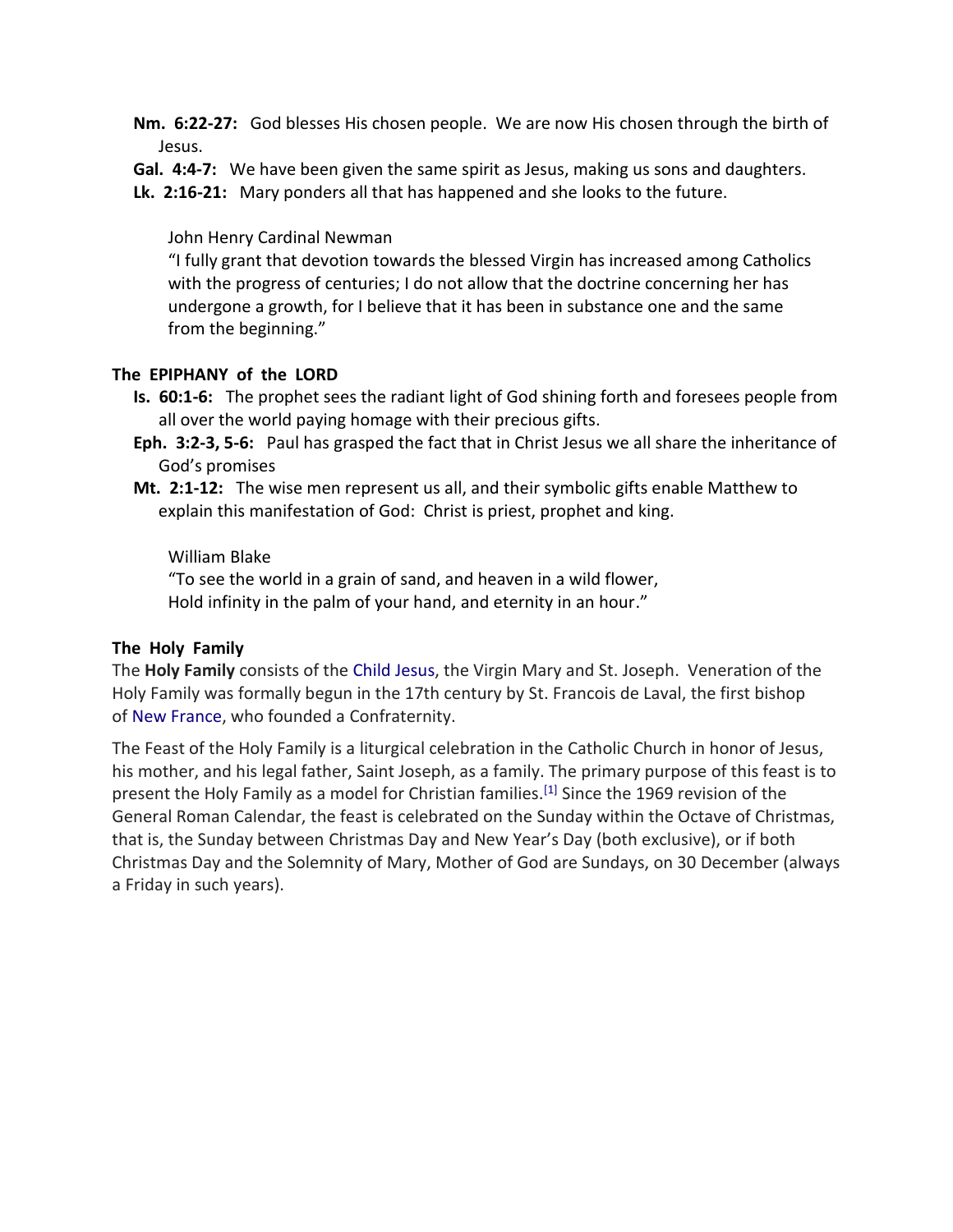**Nm. 6:22-27:** God blesses His chosen people. We are now His chosen through the birth of Jesus.

**Gal. 4:4-7:** We have been given the same spirit as Jesus, making us sons and daughters.

**Lk. 2:16-21:** Mary ponders all that has happened and she looks to the future.

John Henry Cardinal Newman
"I fully grant that devotion towards the blessed Virgin has increased among Catholics with the progress of centuries; I do not allow that the doctrine concerning her has undergone a growth, for I believe that it has been in substance one and the same from the beginning."

### The EPIPHANY of the LORD

**Is. 60:1-6:** The prophet sees the radiant light of God shining forth and foresees people from all over the world paying homage with their precious gifts.

**Eph. 3:2-3, 5-6:** Paul has grasped the fact that in Christ Jesus we all share the inheritance of God's promises

**Mt. 2:1-12:** The wise men represent us all, and their symbolic gifts enable Matthew to explain this manifestation of God: Christ is priest, prophet and king.

William Blake
"To see the world in a grain of sand, and heaven in a wild flower,
Hold infinity in the palm of your hand, and eternity in an hour."

### The Holy Family

The **Holy Family** consists of the Child Jesus, the Virgin Mary and St. Joseph. Veneration of the Holy Family was formally begun in the 17th century by St. Francois de Laval, the first bishop of New France, who founded a Confraternity.

The Feast of the Holy Family is a liturgical celebration in the Catholic Church in honor of Jesus, his mother, and his legal father, Saint Joseph, as a family. The primary purpose of this feast is to present the Holy Family as a model for Christian families.[1] Since the 1969 revision of the General Roman Calendar, the feast is celebrated on the Sunday within the Octave of Christmas, that is, the Sunday between Christmas Day and New Year's Day (both exclusive), or if both Christmas Day and the Solemnity of Mary, Mother of God are Sundays, on 30 December (always a Friday in such years).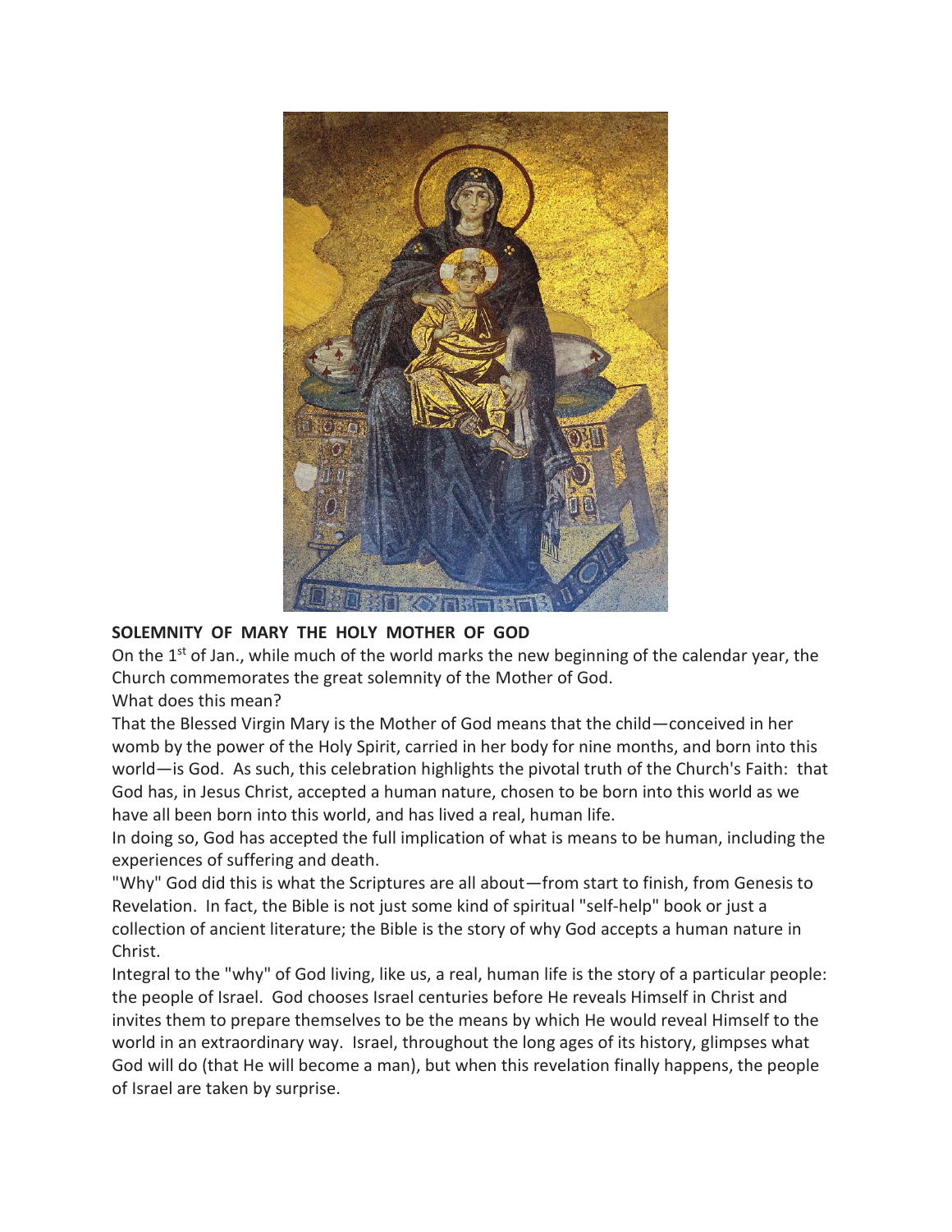**SOLEMNITY OF MARY THE HOLY MOTHER OF GOD**

On the 1st of Jan., while much of the world marks the new beginning of the calendar year, the Church commemorates the great solemnity of the Mother of God.

What does this mean?

That the Blessed Virgin Mary is the Mother of God means that the child—conceived in her womb by the power of the Holy Spirit, carried in her body for nine months, and born into this world—is God. As such, this celebration highlights the pivotal truth of the Church's Faith: that God has, in Jesus Christ, accepted a human nature, chosen to be born into this world as we have all been born into this world, and has lived a real, human life.

In doing so, God has accepted the full implication of what is means to be human, including the experiences of suffering and death.

"Why" God did this is what the Scriptures are all about—from start to finish, from Genesis to Revelation. In fact, the Bible is not just some kind of spiritual "self-help" book or just a collection of ancient literature; the Bible is the story of why God accepts a human nature in Christ.

Integral to the "why" of God living, like us, a real, human life is the story of a particular people: the people of Israel. God chooses Israel centuries before He reveals Himself in Christ and invites them to prepare themselves to be the means by which He would reveal Himself to the world in an extraordinary way. Israel, throughout the long ages of its history, glimpses what God will do (that He will become a man), but when this revelation finally happens, the people of Israel are taken by surprise.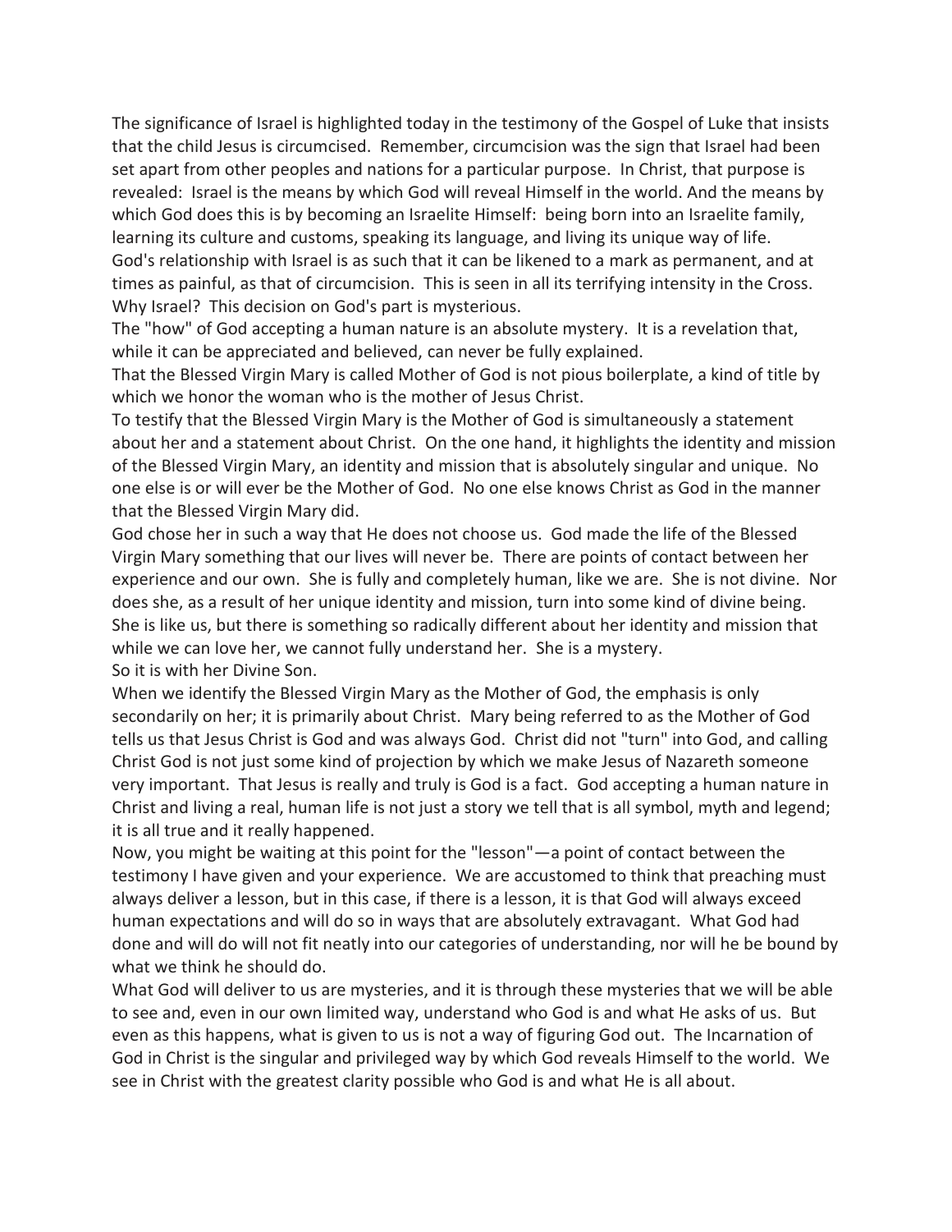The significance of Israel is highlighted today in the testimony of the Gospel of Luke that insists that the child Jesus is circumcised. Remember, circumcision was the sign that Israel had been set apart from other peoples and nations for a particular purpose. In Christ, that purpose is revealed: Israel is the means by which God will reveal Himself in the world. And the means by which God does this is by becoming an Israelite Himself: being born into an Israelite family, learning its culture and customs, speaking its language, and living its unique way of life.

God's relationship with Israel is as such that it can be likened to a mark as permanent, and at times as painful, as that of circumcision. This is seen in all its terrifying intensity in the Cross. Why Israel? This decision on God's part is mysterious.

The "how" of God accepting a human nature is an absolute mystery. It is a revelation that, while it can be appreciated and believed, can never be fully explained.

That the Blessed Virgin Mary is called Mother of God is not pious boilerplate, a kind of title by which we honor the woman who is the mother of Jesus Christ.

To testify that the Blessed Virgin Mary is the Mother of God is simultaneously a statement about her and a statement about Christ. On the one hand, it highlights the identity and mission of the Blessed Virgin Mary, an identity and mission that is absolutely singular and unique. No one else is or will ever be the Mother of God. No one else knows Christ as God in the manner that the Blessed Virgin Mary did.

God chose her in such a way that He does not choose us. God made the life of the Blessed Virgin Mary something that our lives will never be. There are points of contact between her experience and our own. She is fully and completely human, like we are. She is not divine. Nor does she, as a result of her unique identity and mission, turn into some kind of divine being. She is like us, but there is something so radically different about her identity and mission that while we can love her, we cannot fully understand her. She is a mystery.

So it is with her Divine Son.

When we identify the Blessed Virgin Mary as the Mother of God, the emphasis is only secondarily on her; it is primarily about Christ. Mary being referred to as the Mother of God tells us that Jesus Christ is God and was always God. Christ did not "turn" into God, and calling Christ God is not just some kind of projection by which we make Jesus of Nazareth someone very important. That Jesus is really and truly is God is a fact. God accepting a human nature in Christ and living a real, human life is not just a story we tell that is all symbol, myth and legend; it is all true and it really happened.

Now, you might be waiting at this point for the "lesson"—a point of contact between the testimony I have given and your experience. We are accustomed to think that preaching must always deliver a lesson, but in this case, if there is a lesson, it is that God will always exceed human expectations and will do so in ways that are absolutely extravagant. What God had done and will do will not fit neatly into our categories of understanding, nor will he be bound by what we think he should do.

What God will deliver to us are mysteries, and it is through these mysteries that we will be able to see and, even in our own limited way, understand who God is and what He asks of us. But even as this happens, what is given to us is not a way of figuring God out. The Incarnation of God in Christ is the singular and privileged way by which God reveals Himself to the world. We see in Christ with the greatest clarity possible who God is and what He is all about.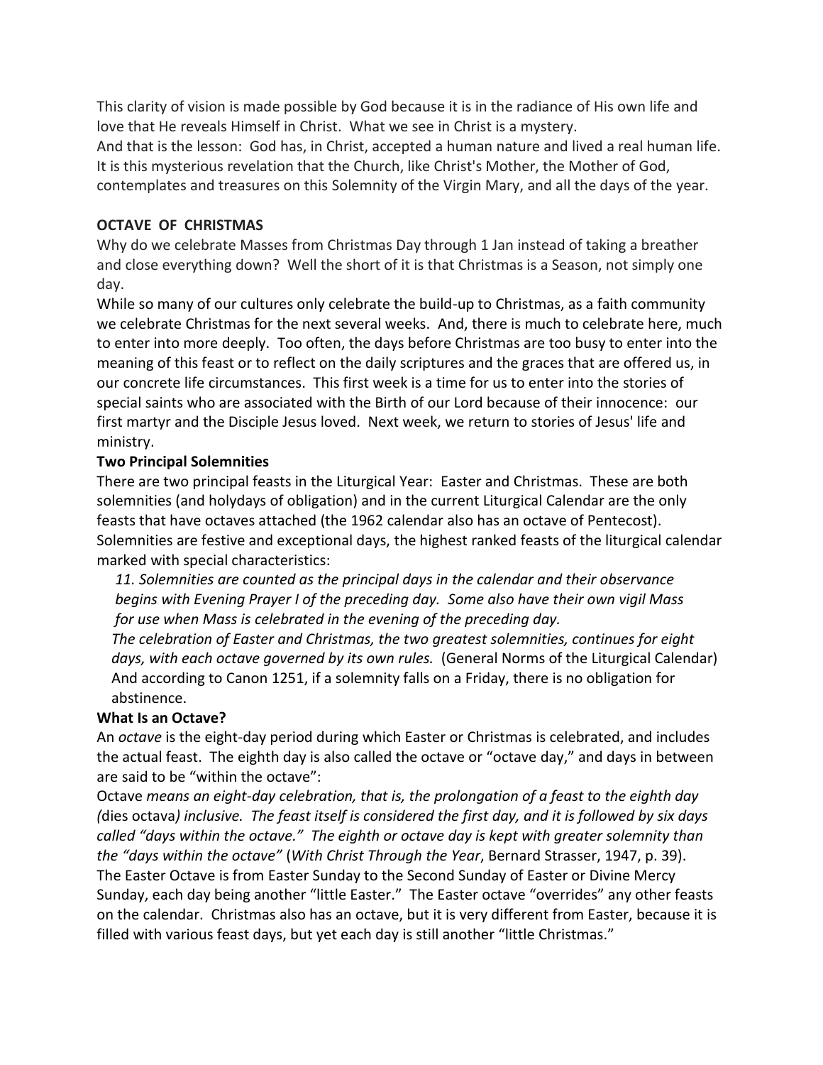This clarity of vision is made possible by God because it is in the radiance of His own life and love that He reveals Himself in Christ. What we see in Christ is a mystery.
And that is the lesson: God has, in Christ, accepted a human nature and lived a real human life. It is this mysterious revelation that the Church, like Christ's Mother, the Mother of God, contemplates and treasures on this Solemnity of the Virgin Mary, and all the days of the year.

**OCTAVE OF CHRISTMAS**

Why do we celebrate Masses from Christmas Day through 1 Jan instead of taking a breather and close everything down? Well the short of it is that Christmas is a Season, not simply one day.
While so many of our cultures only celebrate the build-up to Christmas, as a faith community we celebrate Christmas for the next several weeks. And, there is much to celebrate here, much to enter into more deeply. Too often, the days before Christmas are too busy to enter into the meaning of this feast or to reflect on the daily scriptures and the graces that are offered us, in our concrete life circumstances. This first week is a time for us to enter into the stories of special saints who are associated with the Birth of our Lord because of their innocence: our first martyr and the Disciple Jesus loved. Next week, we return to stories of Jesus' life and ministry.

**Two Principal Solemnities**

There are two principal feasts in the Liturgical Year: Easter and Christmas. These are both solemnities (and holydays of obligation) and in the current Liturgical Calendar are the only feasts that have octaves attached (the 1962 calendar also has an octave of Pentecost). Solemnities are festive and exceptional days, the highest ranked feasts of the liturgical calendar marked with special characteristics:

> *11. Solemnities are counted as the principal days in the calendar and their observance begins with Evening Prayer I of the preceding day. Some also have their own vigil Mass for use when Mass is celebrated in the evening of the preceding day.*
> *The celebration of Easter and Christmas, the two greatest solemnities, continues for eight days, with each octave governed by its own rules.* (General Norms of the Liturgical Calendar)
> And according to Canon 1251, if a solemnity falls on a Friday, there is no obligation for abstinence.

**What Is an Octave?**

An *octave* is the eight-day period during which Easter or Christmas is celebrated, and includes the actual feast. The eighth day is also called the octave or "octave day," and days in between are said to be "within the octave":
Octave *means an eight-day celebration, that is, the prolongation of a feast to the eighth day (*dies octava*) inclusive. The feast itself is considered the first day, and it is followed by six days called "days within the octave." The eighth or octave day is kept with greater solemnity than the "days within the octave"* (*With Christ Through the Year*, Bernard Strasser, 1947, p. 39).
The Easter Octave is from Easter Sunday to the Second Sunday of Easter or Divine Mercy Sunday, each day being another "little Easter." The Easter octave "overrides" any other feasts on the calendar. Christmas also has an octave, but it is very different from Easter, because it is filled with various feast days, but yet each day is still another "little Christmas."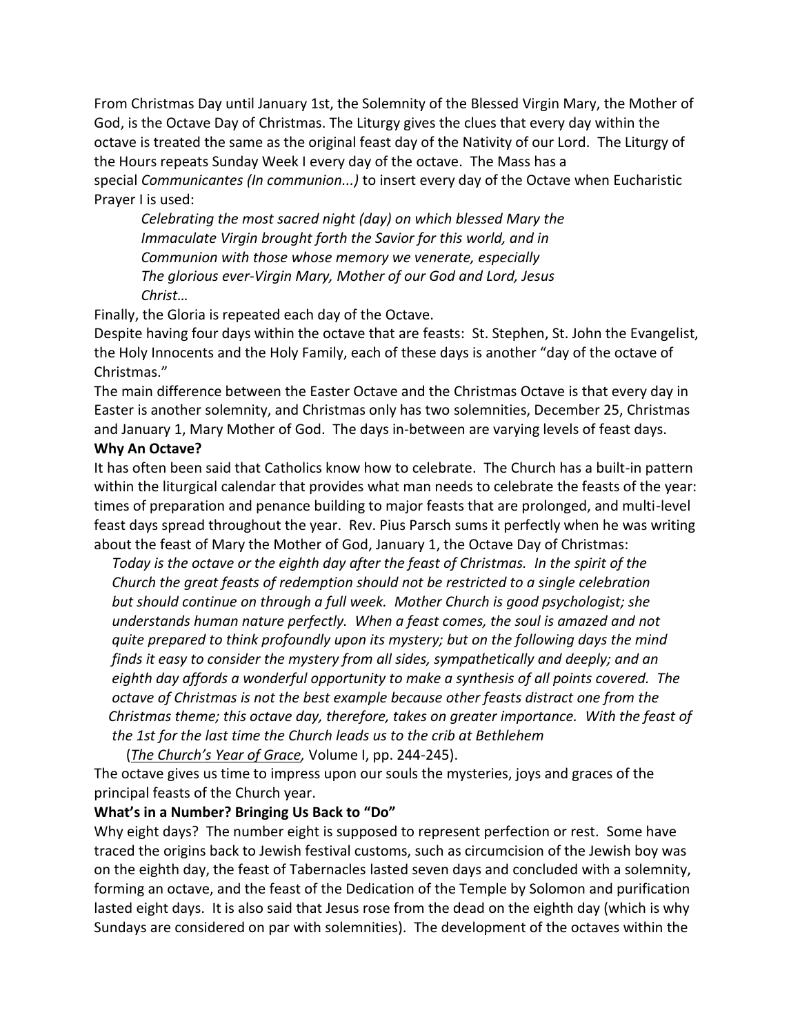From Christmas Day until January 1st, the Solemnity of the Blessed Virgin Mary, the Mother of God, is the Octave Day of Christmas. The Liturgy gives the clues that every day within the octave is treated the same as the original feast day of the Nativity of our Lord. The Liturgy of the Hours repeats Sunday Week I every day of the octave. The Mass has a special *Communicantes (In communion...)* to insert every day of the Octave when Eucharistic Prayer I is used:

> *Celebrating the most sacred night (day) on which blessed Mary the Immaculate Virgin brought forth the Savior for this world, and in Communion with those whose memory we venerate, especially The glorious ever-Virgin Mary, Mother of our God and Lord, Jesus Christ…*

Finally, the Gloria is repeated each day of the Octave.

Despite having four days within the octave that are feasts: St. Stephen, St. John the Evangelist, the Holy Innocents and the Holy Family, each of these days is another "day of the octave of Christmas."

The main difference between the Easter Octave and the Christmas Octave is that every day in Easter is another solemnity, and Christmas only has two solemnities, December 25, Christmas and January 1, Mary Mother of God. The days in-between are varying levels of feast days.

**Why An Octave?**

It has often been said that Catholics know how to celebrate. The Church has a built-in pattern within the liturgical calendar that provides what man needs to celebrate the feasts of the year: times of preparation and penance building to major feasts that are prolonged, and multi-level feast days spread throughout the year. Rev. Pius Parsch sums it perfectly when he was writing about the feast of Mary the Mother of God, January 1, the Octave Day of Christmas:

> *Today is the octave or the eighth day after the feast of Christmas. In the spirit of the Church the great feasts of redemption should not be restricted to a single celebration but should continue on through a full week. Mother Church is good psychologist; she understands human nature perfectly. When a feast comes, the soul is amazed and not quite prepared to think profoundly upon its mystery; but on the following days the mind finds it easy to consider the mystery from all sides, sympathetically and deeply; and an eighth day affords a wonderful opportunity to make a synthesis of all points covered. The octave of Christmas is not the best example because other feasts distract one from the Christmas theme; this octave day, therefore, takes on greater importance. With the feast of the 1st for the last time the Church leads us to the crib at Bethlehem*
>
> (*The Church's Year of Grace,* Volume I, pp. 244-245).

The octave gives us time to impress upon our souls the mysteries, joys and graces of the principal feasts of the Church year.

**What's in a Number? Bringing Us Back to "Do"**

Why eight days? The number eight is supposed to represent perfection or rest. Some have traced the origins back to Jewish festival customs, such as circumcision of the Jewish boy was on the eighth day, the feast of Tabernacles lasted seven days and concluded with a solemnity, forming an octave, and the feast of the Dedication of the Temple by Solomon and purification lasted eight days. It is also said that Jesus rose from the dead on the eighth day (which is why Sundays are considered on par with solemnities). The development of the octaves within the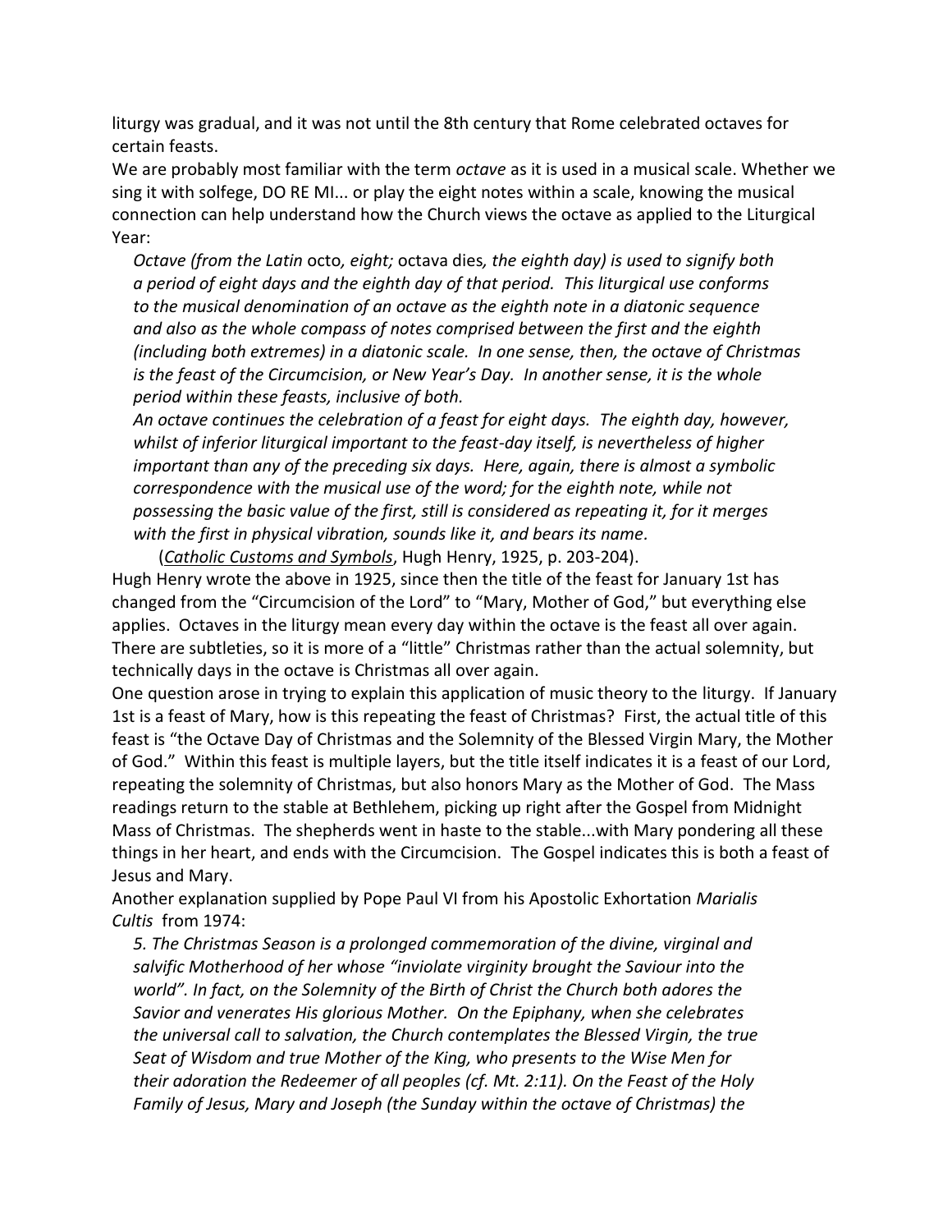liturgy was gradual, and it was not until the 8th century that Rome celebrated octaves for certain feasts.

We are probably most familiar with the term *octave* as it is used in a musical scale. Whether we sing it with solfege, DO RE MI... or play the eight notes within a scale, knowing the musical connection can help understand how the Church views the octave as applied to the Liturgical Year:

> *Octave (from the Latin* octo*, eight;* octava dies*, the eighth day) is used to signify both a period of eight days and the eighth day of that period. This liturgical use conforms to the musical denomination of an octave as the eighth note in a diatonic sequence and also as the whole compass of notes comprised between the first and the eighth (including both extremes) in a diatonic scale. In one sense, then, the octave of Christmas is the feast of the Circumcision, or New Year's Day. In another sense, it is the whole period within these feasts, inclusive of both.*
>
> *An octave continues the celebration of a feast for eight days. The eighth day, however, whilst of inferior liturgical important to the feast-day itself, is nevertheless of higher important than any of the preceding six days. Here, again, there is almost a symbolic correspondence with the musical use of the word; for the eighth note, while not possessing the basic value of the first, still is considered as repeating it, for it merges with the first in physical vibration, sounds like it, and bears its name.*
>
> (*Catholic Customs and Symbols*, Hugh Henry, 1925, p. 203-204).

Hugh Henry wrote the above in 1925, since then the title of the feast for January 1st has changed from the "Circumcision of the Lord" to "Mary, Mother of God," but everything else applies. Octaves in the liturgy mean every day within the octave is the feast all over again. There are subtleties, so it is more of a "little" Christmas rather than the actual solemnity, but technically days in the octave is Christmas all over again.

One question arose in trying to explain this application of music theory to the liturgy. If January 1st is a feast of Mary, how is this repeating the feast of Christmas? First, the actual title of this feast is "the Octave Day of Christmas and the Solemnity of the Blessed Virgin Mary, the Mother of God." Within this feast is multiple layers, but the title itself indicates it is a feast of our Lord, repeating the solemnity of Christmas, but also honors Mary as the Mother of God. The Mass readings return to the stable at Bethlehem, picking up right after the Gospel from Midnight Mass of Christmas. The shepherds went in haste to the stable...with Mary pondering all these things in her heart, and ends with the Circumcision. The Gospel indicates this is both a feast of Jesus and Mary.

Another explanation supplied by Pope Paul VI from his Apostolic Exhortation *Marialis Cultis* from 1974:

> *5. The Christmas Season is a prolonged commemoration of the divine, virginal and salvific Motherhood of her whose "inviolate virginity brought the Saviour into the world". In fact, on the Solemnity of the Birth of Christ the Church both adores the Savior and venerates His glorious Mother. On the Epiphany, when she celebrates the universal call to salvation, the Church contemplates the Blessed Virgin, the true Seat of Wisdom and true Mother of the King, who presents to the Wise Men for their adoration the Redeemer of all peoples (cf. Mt. 2:11). On the Feast of the Holy Family of Jesus, Mary and Joseph (the Sunday within the octave of Christmas) the*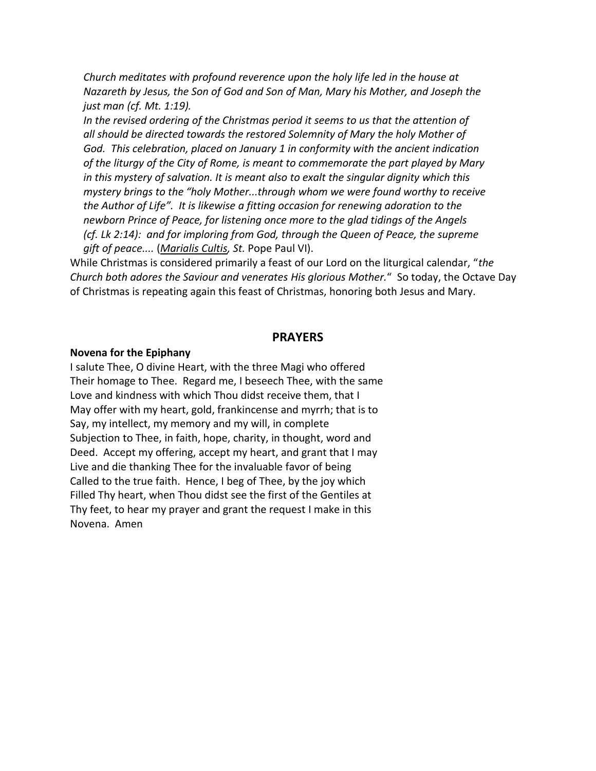*Church meditates with profound reverence upon the holy life led in the house at Nazareth by Jesus, the Son of God and Son of Man, Mary his Mother, and Joseph the just man (cf. Mt. 1:19).*

*In the revised ordering of the Christmas period it seems to us that the attention of all should be directed towards the restored Solemnity of Mary the holy Mother of God. This celebration, placed on January 1 in conformity with the ancient indication of the liturgy of the City of Rome, is meant to commemorate the part played by Mary in this mystery of salvation. It is meant also to exalt the singular dignity which this mystery brings to the "holy Mother...through whom we were found worthy to receive the Author of Life". It is likewise a fitting occasion for renewing adoration to the newborn Prince of Peace, for listening once more to the glad tidings of the Angels (cf. Lk 2:14): and for imploring from God, through the Queen of Peace, the supreme gift of peace....* (*Marialis Cultis*, *St.* Pope Paul VI).

While Christmas is considered primarily a feast of our Lord on the liturgical calendar, "*the Church both adores the Saviour and venerates His glorious Mother.*" So today, the Octave Day of Christmas is repeating again this feast of Christmas, honoring both Jesus and Mary.

## PRAYERS

**Novena for the Epiphany**

I salute Thee, O divine Heart, with the three Magi who offered Their homage to Thee. Regard me, I beseech Thee, with the same Love and kindness with which Thou didst receive them, that I May offer with my heart, gold, frankincense and myrrh; that is to Say, my intellect, my memory and my will, in complete Subjection to Thee, in faith, hope, charity, in thought, word and Deed. Accept my offering, accept my heart, and grant that I may Live and die thanking Thee for the invaluable favor of being Called to the true faith. Hence, I beg of Thee, by the joy which Filled Thy heart, when Thou didst see the first of the Gentiles at Thy feet, to hear my prayer and grant the request I make in this Novena. Amen